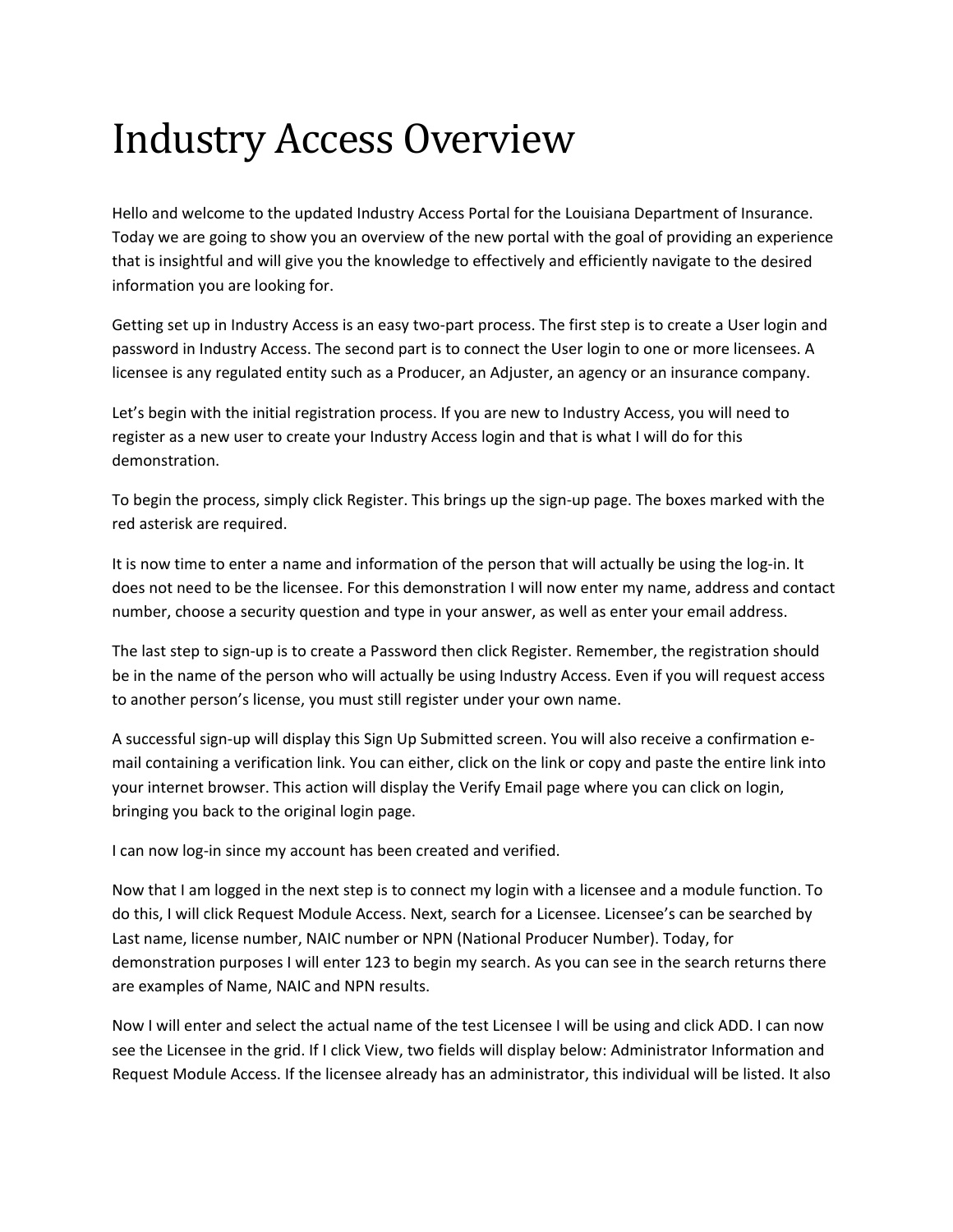# Industry Access Overview

Hello and welcome to the updated Industry Access Portal for the Louisiana Department of Insurance. Today we are going to show you an overview of the new portal with the goal of providing an experience that is insightful and will give you the knowledge to effectively and efficiently navigate to the desired information you are looking for.

Getting set up in Industry Access is an easy two-part process. The first step is to create a User login and password in Industry Access. The second part is to connect the User login to one or more licensees. A licensee is any regulated entity such as a Producer, an Adjuster, an agency or an insurance company.

Let's begin with the initial registration process. If you are new to Industry Access, you will need to register as a new user to create your Industry Access login and that is what I will do for this demonstration.

To begin the process, simply click Register. This brings up the sign-up page. The boxes marked with the red asterisk are required.

It is now time to enter a name and information of the person that will actually be using the log-in. It does not need to be the licensee. For this demonstration I will now enter my name, address and contact number, choose a security question and type in your answer, as well as enter your email address.

The last step to sign-up is to create a Password then click Register. Remember, the registration should be in the name of the person who will actually be using Industry Access. Even if you will request access to another person's license, you must still register under your own name.

A successful sign-up will display this Sign Up Submitted screen. You will also receive a confirmation e-mail containing a verification link. You can either, click on the link or copy and paste the entire link into your internet browser. This action will display the Verify Email page where you can click on login, bringing you back to the original login page.

I can now log-in since my account has been created and verified.

Now that I am logged in the next step is to connect my login with a licensee and a module function. To do this, I will click Request Module Access. Next, search for a Licensee. Licensee's can be searched by Last name, license number, NAIC number or NPN (National Producer Number). Today, for demonstration purposes I will enter 123 to begin my search. As you can see in the search returns there are examples of Name, NAIC and NPN results.

Now I will enter and select the actual name of the test Licensee I will be using and click ADD. I can now see the Licensee in the grid. If I click View, two fields will display below: Administrator Information and Request Module Access. If the licensee already has an administrator, this individual will be listed. It also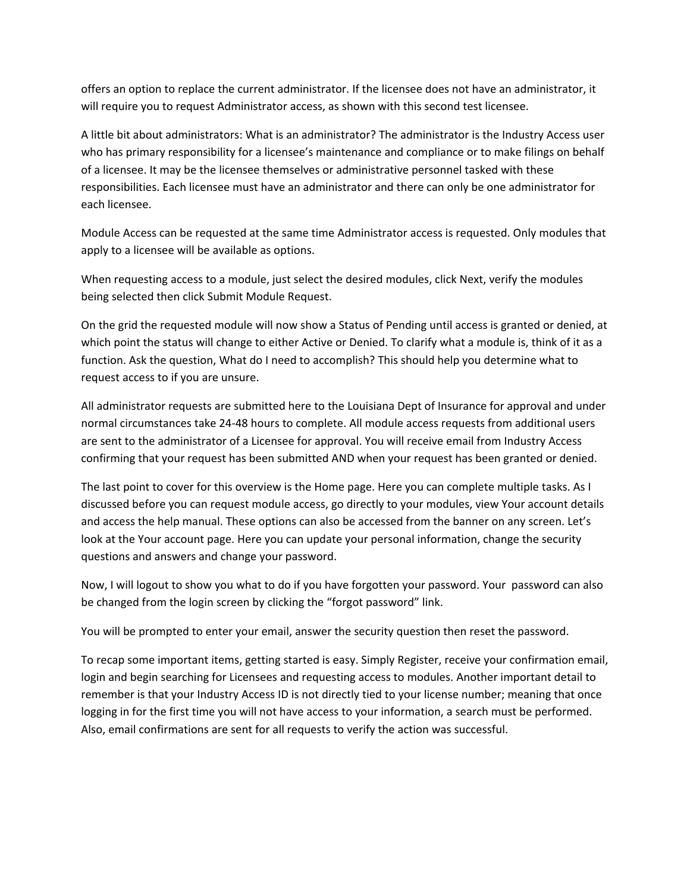offers an option to replace the current administrator. If the licensee does not have an administrator, it will require you to request Administrator access, as shown with this second test licensee.

A little bit about administrators: What is an administrator? The administrator is the Industry Access user who has primary responsibility for a licensee's maintenance and compliance or to make filings on behalf of a licensee. It may be the licensee themselves or administrative personnel tasked with these responsibilities. Each licensee must have an administrator and there can only be one administrator for each licensee.

Module Access can be requested at the same time Administrator access is requested. Only modules that apply to a licensee will be available as options.

When requesting access to a module, just select the desired modules, click Next, verify the modules being selected then click Submit Module Request.

On the grid the requested module will now show a Status of Pending until access is granted or denied, at which point the status will change to either Active or Denied. To clarify what a module is, think of it as a function. Ask the question, What do I need to accomplish? This should help you determine what to request access to if you are unsure.

All administrator requests are submitted here to the Louisiana Dept of Insurance for approval and under normal circumstances take 24-48 hours to complete. All module access requests from additional users are sent to the administrator of a Licensee for approval. You will receive email from Industry Access confirming that your request has been submitted AND when your request has been granted or denied.

The last point to cover for this overview is the Home page. Here you can complete multiple tasks. As I discussed before you can request module access, go directly to your modules, view Your account details and access the help manual. These options can also be accessed from the banner on any screen. Let's look at the Your account page. Here you can update your personal information, change the security questions and answers and change your password.

Now, I will logout to show you what to do if you have forgotten your password. Your password can also be changed from the login screen by clicking the "forgot password" link.

You will be prompted to enter your email, answer the security question then reset the password.

To recap some important items, getting started is easy. Simply Register, receive your confirmation email, login and begin searching for Licensees and requesting access to modules. Another important detail to remember is that your Industry Access ID is not directly tied to your license number; meaning that once logging in for the first time you will not have access to your information, a search must be performed. Also, email confirmations are sent for all requests to verify the action was successful.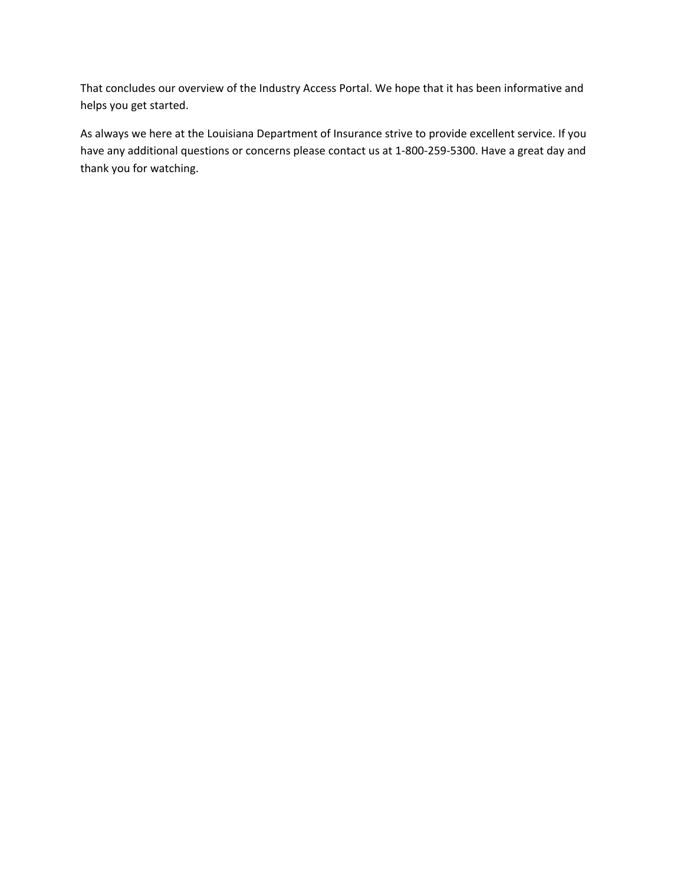That concludes our overview of the Industry Access Portal. We hope that it has been informative and helps you get started.

As always we here at the Louisiana Department of Insurance strive to provide excellent service. If you have any additional questions or concerns please contact us at 1-800-259-5300. Have a great day and thank you for watching.